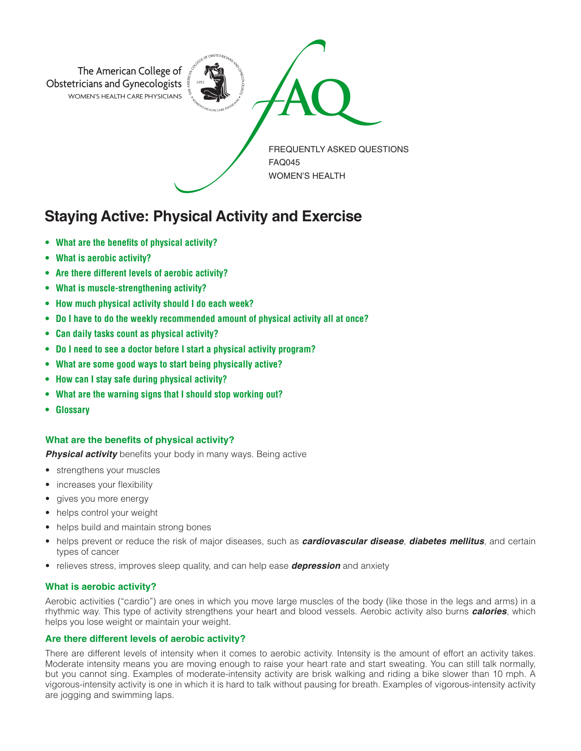The American College of Obstetricians and Gynecologists
WOMEN'S HEALTH CARE PHYSICIANS

FAQ

FREQUENTLY ASKED QUESTIONS
FAQ045
WOMEN'S HEALTH

# Staying Active: Physical Activity and Exercise

- **What are the benefits of physical activity?**
- **What is aerobic activity?**
- **Are there different levels of aerobic activity?**
- **What is muscle-strengthening activity?**
- **How much physical activity should I do each week?**
- **Do I have to do the weekly recommended amount of physical activity all at once?**
- **Can daily tasks count as physical activity?**
- **Do I need to see a doctor before I start a physical activity program?**
- **What are some good ways to start being physically active?**
- **How can I stay safe during physical activity?**
- **What are the warning signs that I should stop working out?**
- **Glossary**

### What are the benefits of physical activity?

***Physical activity*** benefits your body in many ways. Being active

- strengthens your muscles
- increases your flexibility
- gives you more energy
- helps control your weight
- helps build and maintain strong bones
- helps prevent or reduce the risk of major diseases, such as ***cardiovascular disease***, ***diabetes mellitus***, and certain types of cancer
- relieves stress, improves sleep quality, and can help ease ***depression*** and anxiety

### What is aerobic activity?

Aerobic activities ("cardio") are ones in which you move large muscles of the body (like those in the legs and arms) in a rhythmic way. This type of activity strengthens your heart and blood vessels. Aerobic activity also burns ***calories***, which helps you lose weight or maintain your weight.

### Are there different levels of aerobic activity?

There are different levels of intensity when it comes to aerobic activity. Intensity is the amount of effort an activity takes. Moderate intensity means you are moving enough to raise your heart rate and start sweating. You can still talk normally, but you cannot sing. Examples of moderate-intensity activity are brisk walking and riding a bike slower than 10 mph. A vigorous-intensity activity is one in which it is hard to talk without pausing for breath. Examples of vigorous-intensity activity are jogging and swimming laps.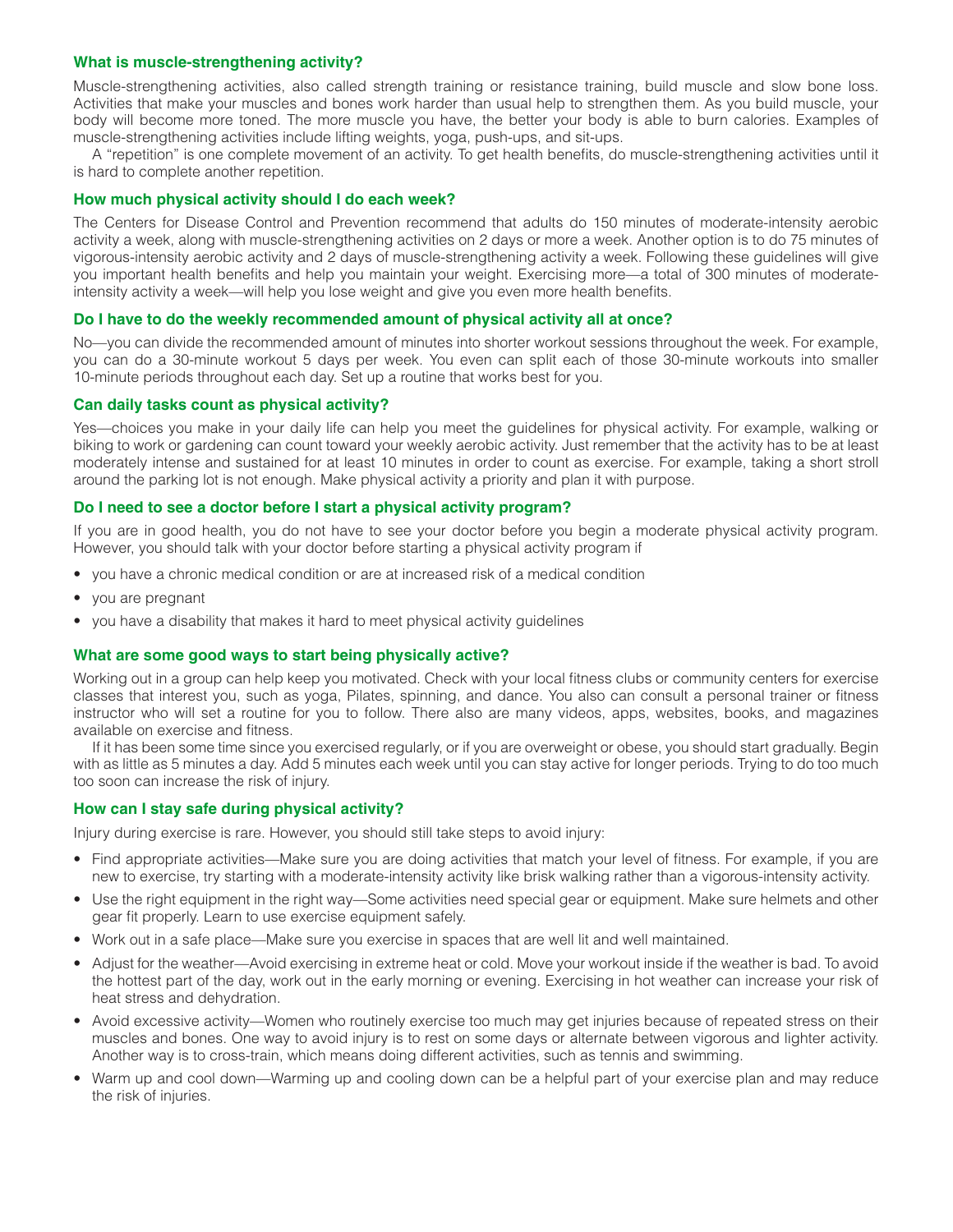### What is muscle-strengthening activity?

Muscle-strengthening activities, also called strength training or resistance training, build muscle and slow bone loss. Activities that make your muscles and bones work harder than usual help to strengthen them. As you build muscle, your body will become more toned. The more muscle you have, the better your body is able to burn calories. Examples of muscle-strengthening activities include lifting weights, yoga, push-ups, and sit-ups.

A "repetition" is one complete movement of an activity. To get health benefits, do muscle-strengthening activities until it is hard to complete another repetition.

### How much physical activity should I do each week?

The Centers for Disease Control and Prevention recommend that adults do 150 minutes of moderate-intensity aerobic activity a week, along with muscle-strengthening activities on 2 days or more a week. Another option is to do 75 minutes of vigorous-intensity aerobic activity and 2 days of muscle-strengthening activity a week. Following these guidelines will give you important health benefits and help you maintain your weight. Exercising more—a total of 300 minutes of moderate-intensity activity a week—will help you lose weight and give you even more health benefits.

### Do I have to do the weekly recommended amount of physical activity all at once?

No—you can divide the recommended amount of minutes into shorter workout sessions throughout the week. For example, you can do a 30-minute workout 5 days per week. You even can split each of those 30-minute workouts into smaller 10-minute periods throughout each day. Set up a routine that works best for you.

### Can daily tasks count as physical activity?

Yes—choices you make in your daily life can help you meet the guidelines for physical activity. For example, walking or biking to work or gardening can count toward your weekly aerobic activity. Just remember that the activity has to be at least moderately intense and sustained for at least 10 minutes in order to count as exercise. For example, taking a short stroll around the parking lot is not enough. Make physical activity a priority and plan it with purpose.

### Do I need to see a doctor before I start a physical activity program?

If you are in good health, you do not have to see your doctor before you begin a moderate physical activity program. However, you should talk with your doctor before starting a physical activity program if

- you have a chronic medical condition or are at increased risk of a medical condition
- you are pregnant
- you have a disability that makes it hard to meet physical activity guidelines

### What are some good ways to start being physically active?

Working out in a group can help keep you motivated. Check with your local fitness clubs or community centers for exercise classes that interest you, such as yoga, Pilates, spinning, and dance. You also can consult a personal trainer or fitness instructor who will set a routine for you to follow. There also are many videos, apps, websites, books, and magazines available on exercise and fitness.

If it has been some time since you exercised regularly, or if you are overweight or obese, you should start gradually. Begin with as little as 5 minutes a day. Add 5 minutes each week until you can stay active for longer periods. Trying to do too much too soon can increase the risk of injury.

### How can I stay safe during physical activity?

Injury during exercise is rare. However, you should still take steps to avoid injury:

- Find appropriate activities—Make sure you are doing activities that match your level of fitness. For example, if you are new to exercise, try starting with a moderate-intensity activity like brisk walking rather than a vigorous-intensity activity.
- Use the right equipment in the right way—Some activities need special gear or equipment. Make sure helmets and other gear fit properly. Learn to use exercise equipment safely.
- Work out in a safe place—Make sure you exercise in spaces that are well lit and well maintained.
- Adjust for the weather—Avoid exercising in extreme heat or cold. Move your workout inside if the weather is bad. To avoid the hottest part of the day, work out in the early morning or evening. Exercising in hot weather can increase your risk of heat stress and dehydration.
- Avoid excessive activity—Women who routinely exercise too much may get injuries because of repeated stress on their muscles and bones. One way to avoid injury is to rest on some days or alternate between vigorous and lighter activity. Another way is to cross-train, which means doing different activities, such as tennis and swimming.
- Warm up and cool down—Warming up and cooling down can be a helpful part of your exercise plan and may reduce the risk of injuries.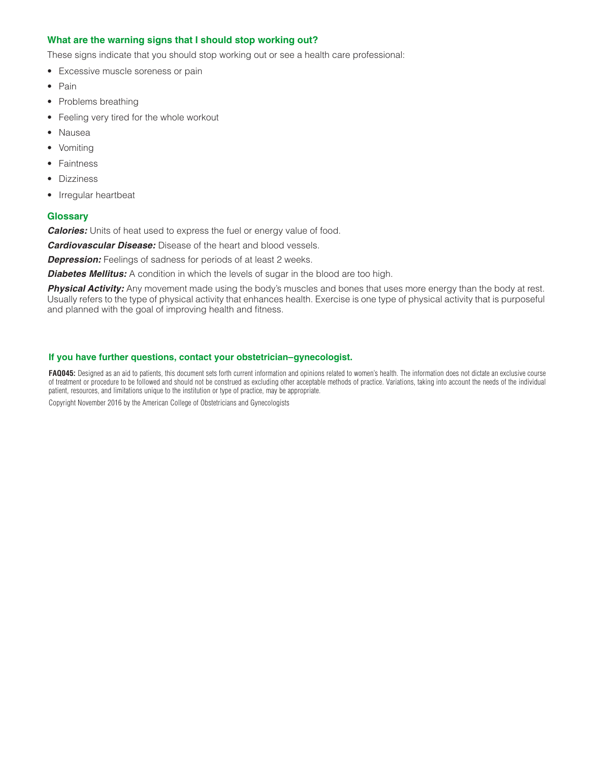## What are the warning signs that I should stop working out?

These signs indicate that you should stop working out or see a health care professional:

- Excessive muscle soreness or pain
- Pain
- Problems breathing
- Feeling very tired for the whole workout
- Nausea
- Vomiting
- Faintness
- Dizziness
- Irregular heartbeat

## Glossary

***Calories:*** Units of heat used to express the fuel or energy value of food.

***Cardiovascular Disease:*** Disease of the heart and blood vessels.

***Depression:*** Feelings of sadness for periods of at least 2 weeks.

***Diabetes Mellitus:*** A condition in which the levels of sugar in the blood are too high.

***Physical Activity:*** Any movement made using the body's muscles and bones that uses more energy than the body at rest. Usually refers to the type of physical activity that enhances health. Exercise is one type of physical activity that is purposeful and planned with the goal of improving health and fitness.

**If you have further questions, contact your obstetrician–gynecologist.**

**FAQ045:** Designed as an aid to patients, this document sets forth current information and opinions related to women's health. The information does not dictate an exclusive course of treatment or procedure to be followed and should not be construed as excluding other acceptable methods of practice. Variations, taking into account the needs of the individual patient, resources, and limitations unique to the institution or type of practice, may be appropriate.

Copyright November 2016 by the American College of Obstetricians and Gynecologists